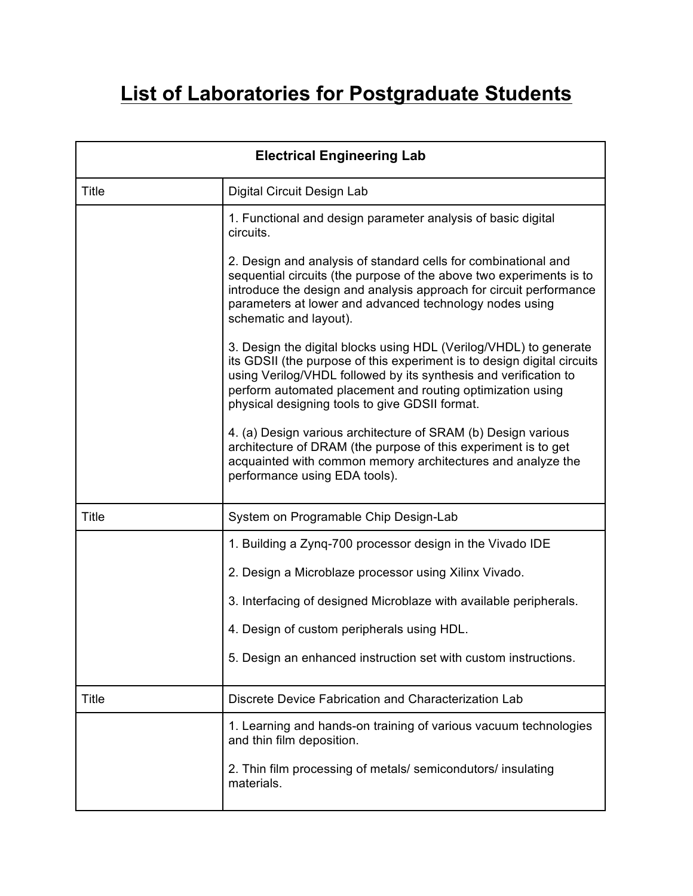# List of Laboratories for Postgraduate Students

| Electrical Engineering Lab | |
|---|---|
| Title | Digital Circuit Design Lab |
| | 1. Functional and design parameter analysis of basic digital circuits.<br><br>2. Design and analysis of standard cells for combinational and sequential circuits (the purpose of the above two experiments is to introduce the design and analysis approach for circuit performance parameters at lower and advanced technology nodes using schematic and layout).<br><br>3. Design the digital blocks using HDL (Verilog/VHDL) to generate its GDSII (the purpose of this experiment is to design digital circuits using Verilog/VHDL followed by its synthesis and verification to perform automated placement and routing optimization using physical designing tools to give GDSII format.<br><br>4. (a) Design various architecture of SRAM (b) Design various architecture of DRAM (the purpose of this experiment is to get acquainted with common memory architectures and analyze the performance using EDA tools). |
| Title | System on Programable Chip Design-Lab |
| | 1. Building a Zynq-700 processor design in the Vivado IDE<br><br>2. Design a Microblaze processor using Xilinx Vivado.<br><br>3. Interfacing of designed Microblaze with available peripherals.<br><br>4. Design of custom peripherals using HDL.<br><br>5. Design an enhanced instruction set with custom instructions. |
| Title | Discrete Device Fabrication and Characterization Lab |
| | 1. Learning and hands-on training of various vacuum technologies and thin film deposition.<br><br>2. Thin film processing of metals/ semicondutors/ insulating materials. |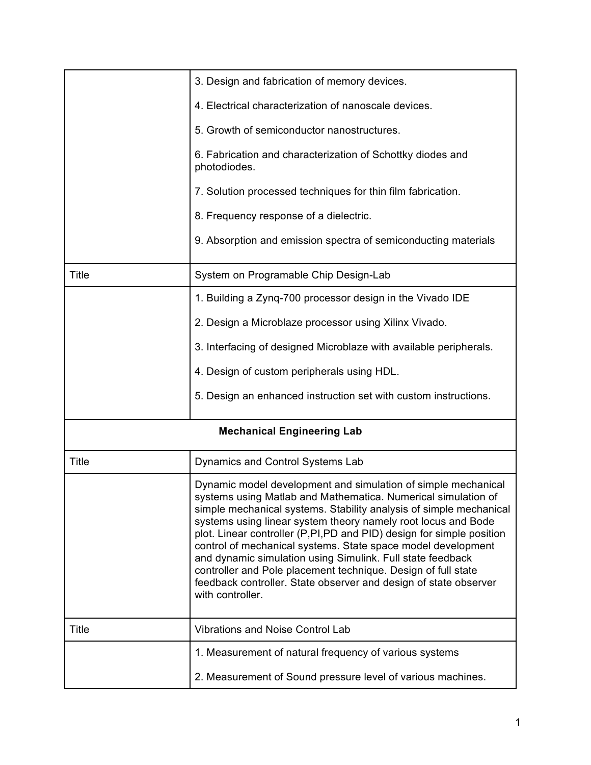| | |
|---|---|
| | 3. Design and fabrication of memory devices.<br><br>4. Electrical characterization of nanoscale devices.<br><br>5. Growth of semiconductor nanostructures.<br><br>6. Fabrication and characterization of Schottky diodes and photodiodes.<br><br>7. Solution processed techniques for thin film fabrication.<br><br>8. Frequency response of a dielectric.<br><br>9. Absorption and emission spectra of semiconducting materials |
| Title | System on Programable Chip Design-Lab |
| | 1. Building a Zynq-700 processor design in the Vivado IDE<br><br>2. Design a Microblaze processor using Xilinx Vivado.<br><br>3. Interfacing of designed Microblaze with available peripherals.<br><br>4. Design of custom peripherals using HDL.<br><br>5. Design an enhanced instruction set with custom instructions. |
| **Mechanical Engineering Lab** | |
| Title | Dynamics and Control Systems Lab |
| | Dynamic model development and simulation of simple mechanical systems using Matlab and Mathematica. Numerical simulation of simple mechanical systems. Stability analysis of simple mechanical systems using linear system theory namely root locus and Bode plot. Linear controller (P,PI,PD and PID) design for simple position control of mechanical systems. State space model development and dynamic simulation using Simulink. Full state feedback controller and Pole placement technique. Design of full state feedback controller. State observer and design of state observer with controller. |
| Title | Vibrations and Noise Control Lab |
| | 1. Measurement of natural frequency of various systems<br><br>2. Measurement of Sound pressure level of various machines. |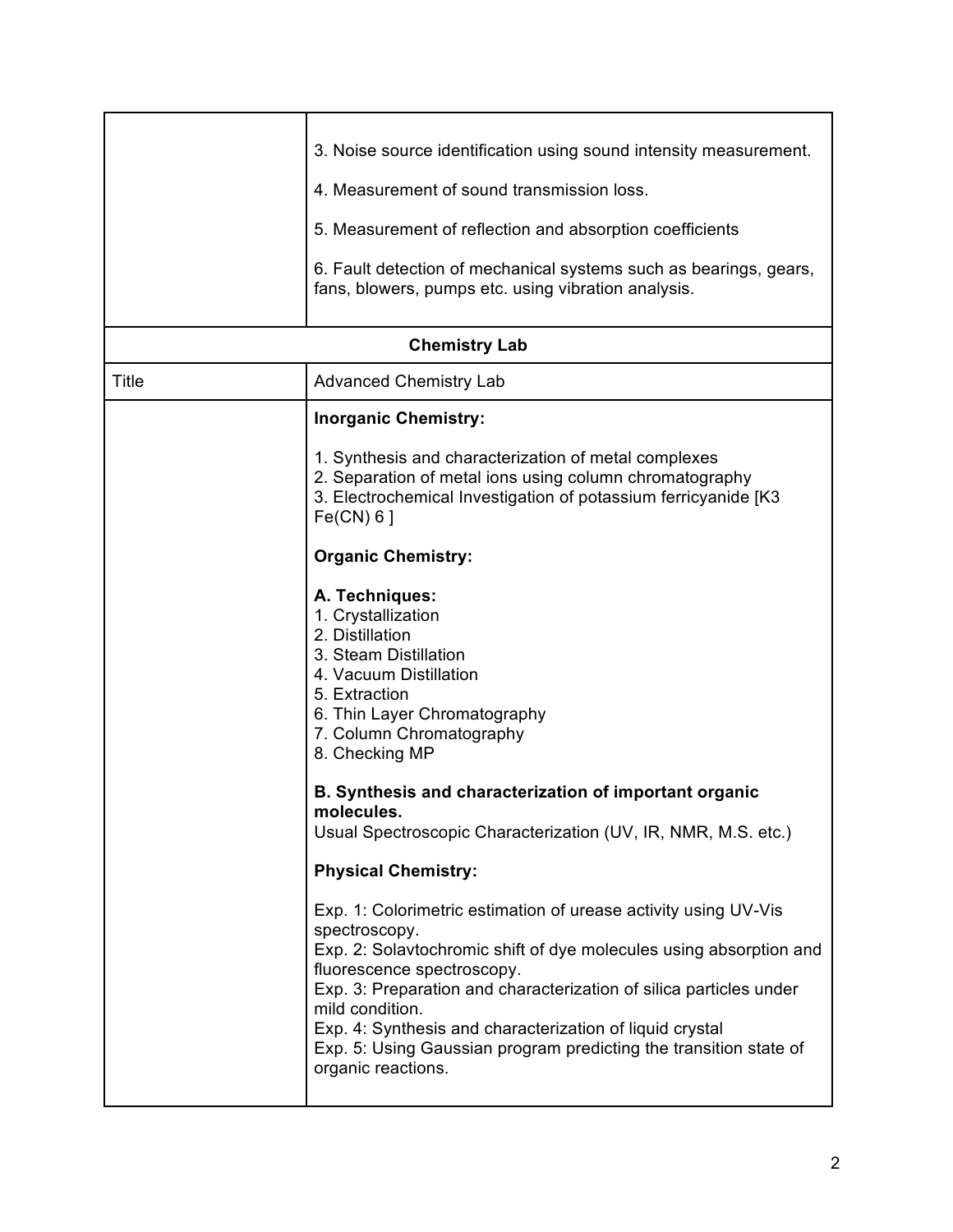| | |
|---|---|
| | 3. Noise source identification using sound intensity measurement.<br><br>4. Measurement of sound transmission loss.<br><br>5. Measurement of reflection and absorption coefficients<br><br>6. Fault detection of mechanical systems such as bearings, gears, fans, blowers, pumps etc. using vibration analysis. |
| **Chemistry Lab** | |
| Title | Advanced Chemistry Lab |
| | **Inorganic Chemistry:**<br><br>1. Synthesis and characterization of metal complexes<br>2. Separation of metal ions using column chromatography<br>3. Electrochemical Investigation of potassium ferricyanide [$K_3Fe(CN)_6$]<br><br>**Organic Chemistry:**<br><br>**A. Techniques:**<br>1. Crystallization<br>2. Distillation<br>3. Steam Distillation<br>4. Vacuum Distillation<br>5. Extraction<br>6. Thin Layer Chromatography<br>7. Column Chromatography<br>8. Checking MP<br><br>**B. Synthesis and characterization of important organic molecules.**<br>Usual Spectroscopic Characterization (UV, IR, NMR, M.S. etc.)<br><br>**Physical Chemistry:**<br><br>Exp. 1: Colorimetric estimation of urease activity using UV-Vis spectroscopy.<br>Exp. 2: Solavtochromic shift of dye molecules using absorption and fluorescence spectroscopy.<br>Exp. 3: Preparation and characterization of silica particles under mild condition.<br>Exp. 4: Synthesis and characterization of liquid crystal<br>Exp. 5: Using Gaussian program predicting the transition state of organic reactions. |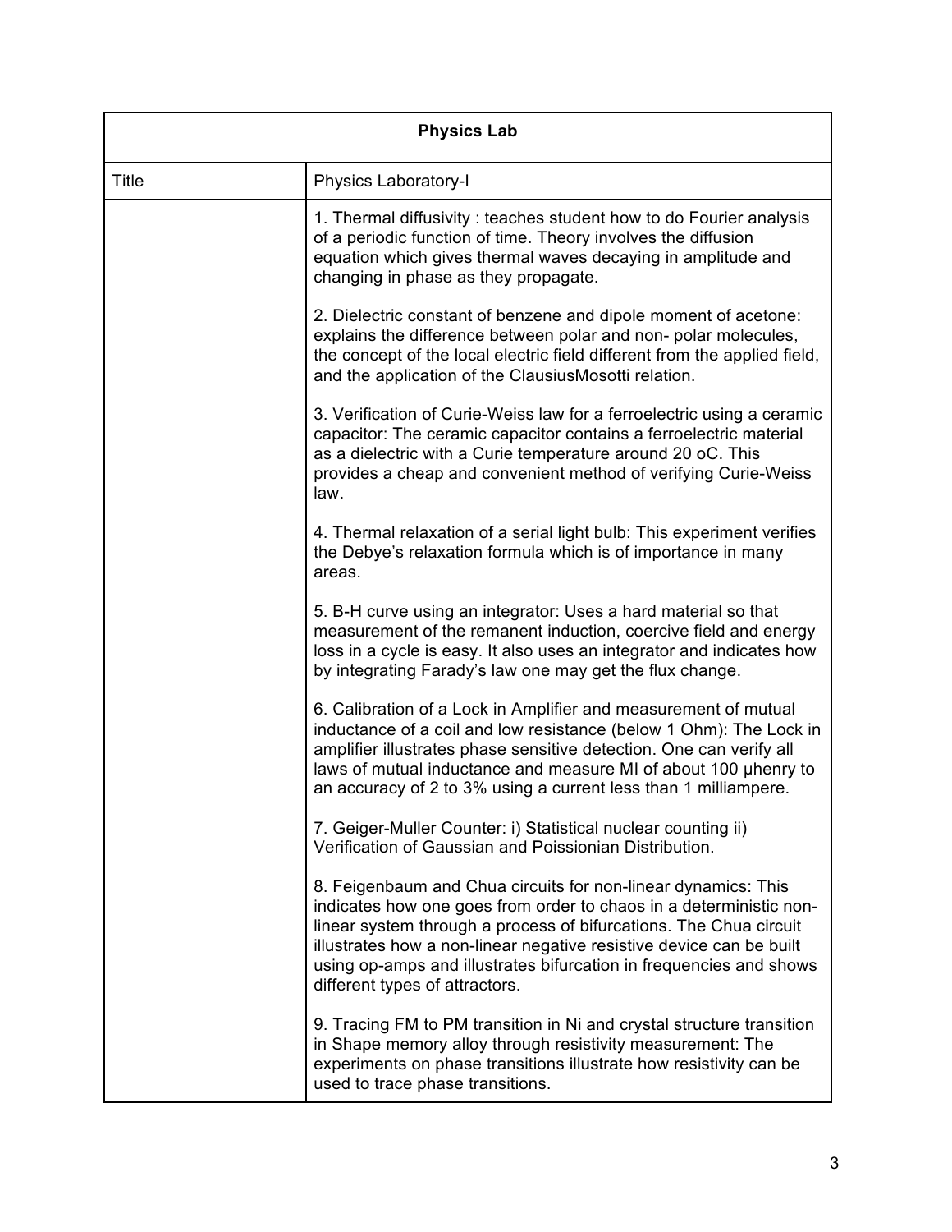| Physics Lab | |
|---|---|
| Title | Physics Laboratory-I |
| | 1. Thermal diffusivity : teaches student how to do Fourier analysis of a periodic function of time. Theory involves the diffusion equation which gives thermal waves decaying in amplitude and changing in phase as they propagate.<br><br>2. Dielectric constant of benzene and dipole moment of acetone: explains the difference between polar and non- polar molecules, the concept of the local electric field different from the applied field, and the application of the ClausiusMosotti relation.<br><br>3. Verification of Curie-Weiss law for a ferroelectric using a ceramic capacitor: The ceramic capacitor contains a ferroelectric material as a dielectric with a Curie temperature around 20 oC. This provides a cheap and convenient method of verifying Curie-Weiss law.<br><br>4. Thermal relaxation of a serial light bulb: This experiment verifies the Debye's relaxation formula which is of importance in many areas.<br><br>5. B-H curve using an integrator: Uses a hard material so that measurement of the remanent induction, coercive field and energy loss in a cycle is easy. It also uses an integrator and indicates how by integrating Farady's law one may get the flux change.<br><br>6. Calibration of a Lock in Amplifier and measurement of mutual inductance of a coil and low resistance (below 1 Ohm): The Lock in amplifier illustrates phase sensitive detection. One can verify all laws of mutual inductance and measure MI of about 100 μhenry to an accuracy of 2 to 3% using a current less than 1 milliampere.<br><br>7. Geiger-Muller Counter: i) Statistical nuclear counting ii) Verification of Gaussian and Poissionian Distribution.<br><br>8. Feigenbaum and Chua circuits for non-linear dynamics: This indicates how one goes from order to chaos in a deterministic non-linear system through a process of bifurcations. The Chua circuit illustrates how a non-linear negative resistive device can be built using op-amps and illustrates bifurcation in frequencies and shows different types of attractors.<br><br>9. Tracing FM to PM transition in Ni and crystal structure transition in Shape memory alloy through resistivity measurement: The experiments on phase transitions illustrate how resistivity can be used to trace phase transitions. |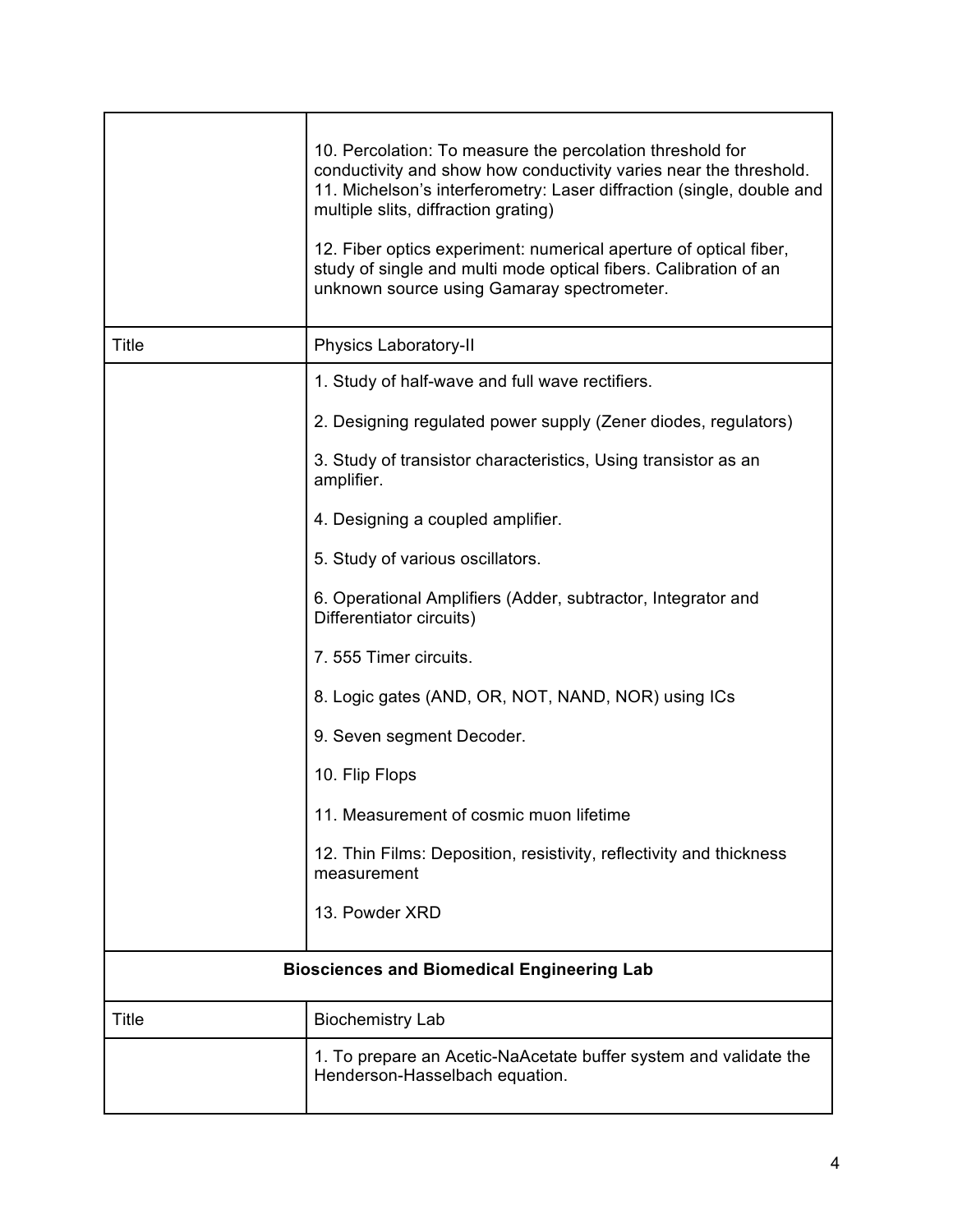| | |
|---|---|
| | 10. Percolation: To measure the percolation threshold for conductivity and show how conductivity varies near the threshold.<br>11. Michelson's interferometry: Laser diffraction (single, double and multiple slits, diffraction grating)<br><br>12. Fiber optics experiment: numerical aperture of optical fiber, study of single and multi mode optical fibers. Calibration of an unknown source using Gamaray spectrometer. |
| Title | Physics Laboratory-II |
| | 1. Study of half-wave and full wave rectifiers.<br><br>2. Designing regulated power supply (Zener diodes, regulators)<br><br>3. Study of transistor characteristics, Using transistor as an amplifier.<br><br>4. Designing a coupled amplifier.<br><br>5. Study of various oscillators.<br><br>6. Operational Amplifiers (Adder, subtractor, Integrator and Differentiator circuits)<br><br>7. 555 Timer circuits.<br><br>8. Logic gates (AND, OR, NOT, NAND, NOR) using ICs<br><br>9. Seven segment Decoder.<br><br>10. Flip Flops<br><br>11. Measurement of cosmic muon lifetime<br><br>12. Thin Films: Deposition, resistivity, reflectivity and thickness measurement<br><br>13. Powder XRD |
| **Biosciences and Biomedical Engineering Lab** | |
| Title | Biochemistry Lab |
| | 1. To prepare an Acetic-NaAcetate buffer system and validate the Henderson-Hasselbach equation. |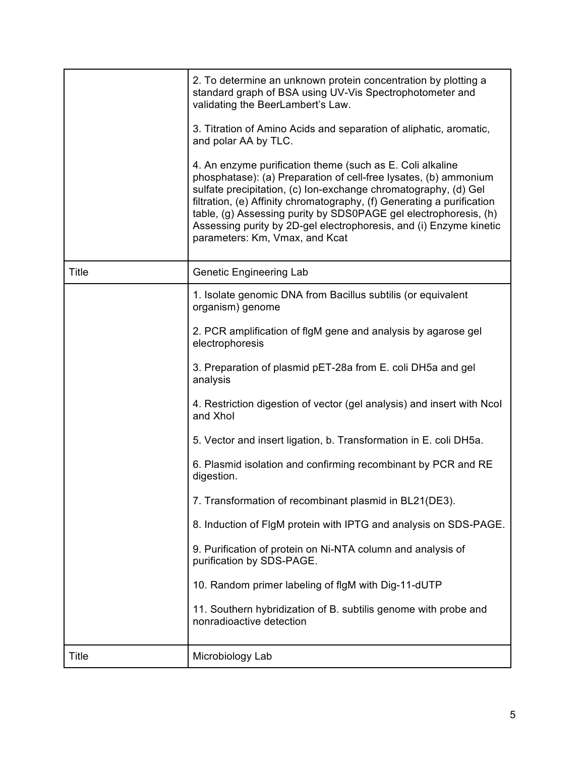| | |
|---|---|
| | 2. To determine an unknown protein concentration by plotting a standard graph of BSA using UV-Vis Spectrophotometer and validating the BeerLambert's Law.<br><br>3. Titration of Amino Acids and separation of aliphatic, aromatic, and polar AA by TLC.<br><br>4. An enzyme purification theme (such as E. Coli alkaline phosphatase): (a) Preparation of cell-free lysates, (b) ammonium sulfate precipitation, (c) Ion-exchange chromatography, (d) Gel filtration, (e) Affinity chromatography, (f) Generating a purification table, (g) Assessing purity by SDS0PAGE gel electrophoresis, (h) Assessing purity by 2D-gel electrophoresis, and (i) Enzyme kinetic parameters: Km, Vmax, and Kcat |
| Title | Genetic Engineering Lab |
| | 1. Isolate genomic DNA from Bacillus subtilis (or equivalent organism) genome<br><br>2. PCR amplification of flgM gene and analysis by agarose gel electrophoresis<br><br>3. Preparation of plasmid pET-28a from E. coli DH5a and gel analysis<br><br>4. Restriction digestion of vector (gel analysis) and insert with NcoI and XhoI<br><br>5. Vector and insert ligation, b. Transformation in E. coli DH5a.<br><br>6. Plasmid isolation and confirming recombinant by PCR and RE digestion.<br><br>7. Transformation of recombinant plasmid in BL21(DE3).<br><br>8. Induction of FlgM protein with IPTG and analysis on SDS-PAGE.<br><br>9. Purification of protein on Ni-NTA column and analysis of purification by SDS-PAGE.<br><br>10. Random primer labeling of flgM with Dig-11-dUTP<br><br>11. Southern hybridization of B. subtilis genome with probe and nonradioactive detection |
| Title | Microbiology Lab |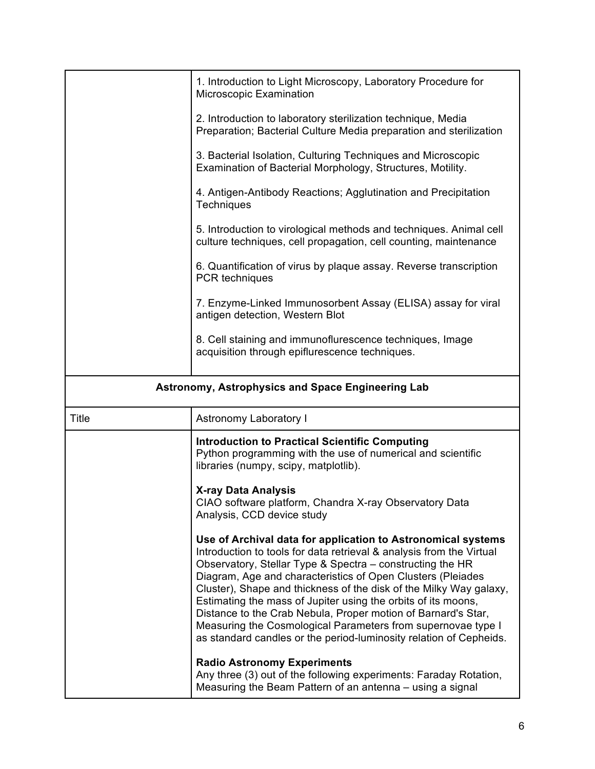|  |  |
|---|---|
|  | 1. Introduction to Light Microscopy, Laboratory Procedure for Microscopic Examination<br><br>2. Introduction to laboratory sterilization technique, Media Preparation; Bacterial Culture Media preparation and sterilization<br><br>3. Bacterial Isolation, Culturing Techniques and Microscopic Examination of Bacterial Morphology, Structures, Motility.<br><br>4. Antigen-Antibody Reactions; Agglutination and Precipitation Techniques<br><br>5. Introduction to virological methods and techniques. Animal cell culture techniques, cell propagation, cell counting, maintenance<br><br>6. Quantification of virus by plaque assay. Reverse transcription PCR techniques<br><br>7. Enzyme-Linked Immunosorbent Assay (ELISA) assay for viral antigen detection, Western Blot<br><br>8. Cell staining and immunoflurescence techniques, Image acquisition through epiflurescence techniques. |
| **Astronomy, Astrophysics and Space Engineering Lab** |  |
| Title | Astronomy Laboratory I |
|  | **Introduction to Practical Scientific Computing**<br>Python programming with the use of numerical and scientific libraries (numpy, scipy, matplotlib).<br><br>**X-ray Data Analysis**<br>CIAO software platform, Chandra X-ray Observatory Data Analysis, CCD device study<br><br>**Use of Archival data for application to Astronomical systems**<br>Introduction to tools for data retrieval & analysis from the Virtual Observatory, Stellar Type & Spectra – constructing the HR Diagram, Age and characteristics of Open Clusters (Pleiades Cluster), Shape and thickness of the disk of the Milky Way galaxy, Estimating the mass of Jupiter using the orbits of its moons, Distance to the Crab Nebula, Proper motion of Barnard's Star, Measuring the Cosmological Parameters from supernovae type I as standard candles or the period-luminosity relation of Cepheids.<br><br>**Radio Astronomy Experiments**<br>Any three (3) out of the following experiments: Faraday Rotation, Measuring the Beam Pattern of an antenna – using a signal |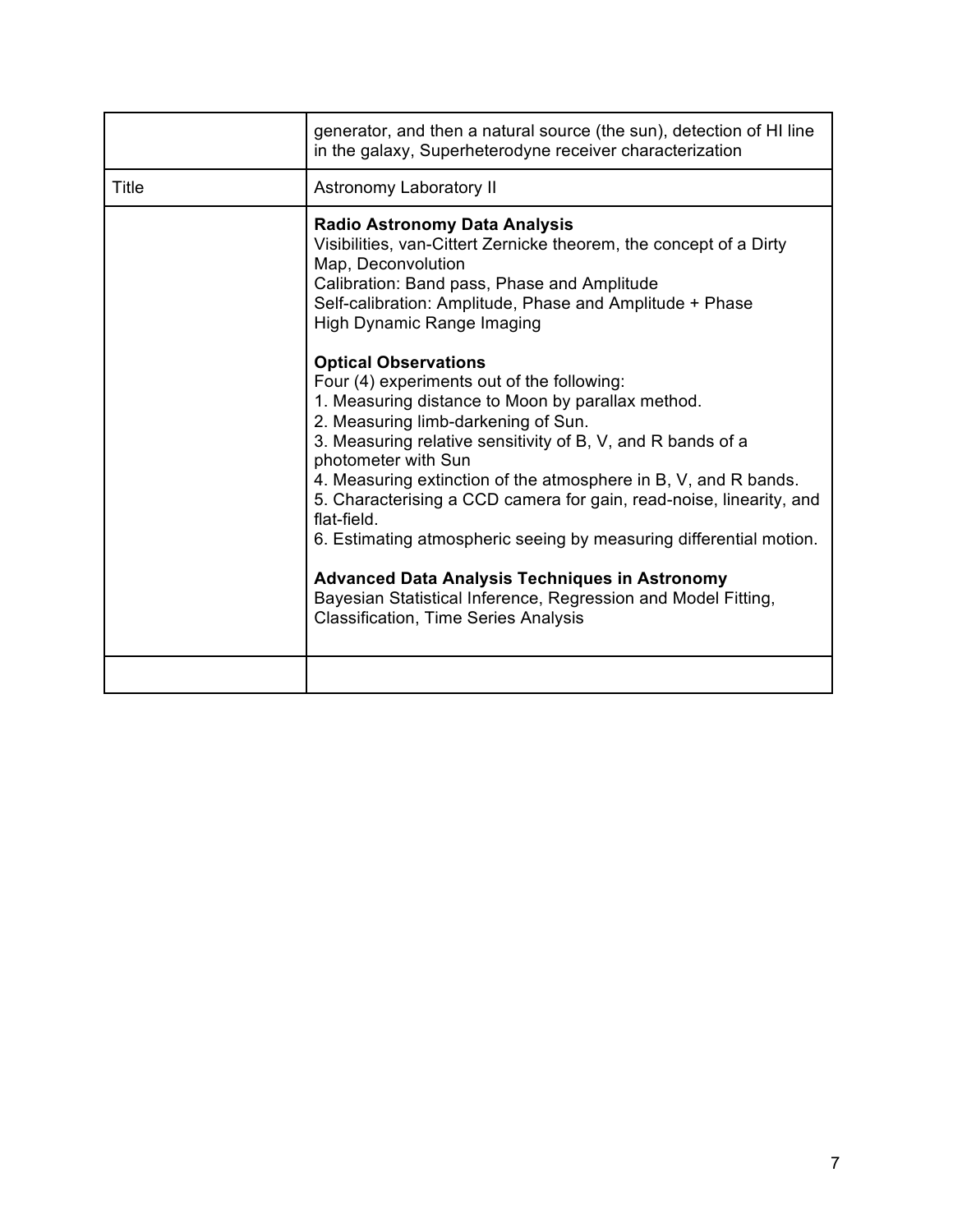| | |
|---|---|
| | generator, and then a natural source (the sun), detection of HI line in the galaxy, Superheterodyne receiver characterization |
| Title | Astronomy Laboratory II |
| | **Radio Astronomy Data Analysis**<br>Visibilities, van-Cittert Zernicke theorem, the concept of a Dirty Map, Deconvolution<br>Calibration: Band pass, Phase and Amplitude<br>Self-calibration: Amplitude, Phase and Amplitude + Phase<br>High Dynamic Range Imaging<br><br>**Optical Observations**<br>Four (4) experiments out of the following:<br>1. Measuring distance to Moon by parallax method.<br>2. Measuring limb-darkening of Sun.<br>3. Measuring relative sensitivity of B, V, and R bands of a photometer with Sun<br>4. Measuring extinction of the atmosphere in B, V, and R bands.<br>5. Characterising a CCD camera for gain, read-noise, linearity, and flat-field.<br>6. Estimating atmospheric seeing by measuring differential motion.<br><br>**Advanced Data Analysis Techniques in Astronomy**<br>Bayesian Statistical Inference, Regression and Model Fitting, Classification, Time Series Analysis |
| | |